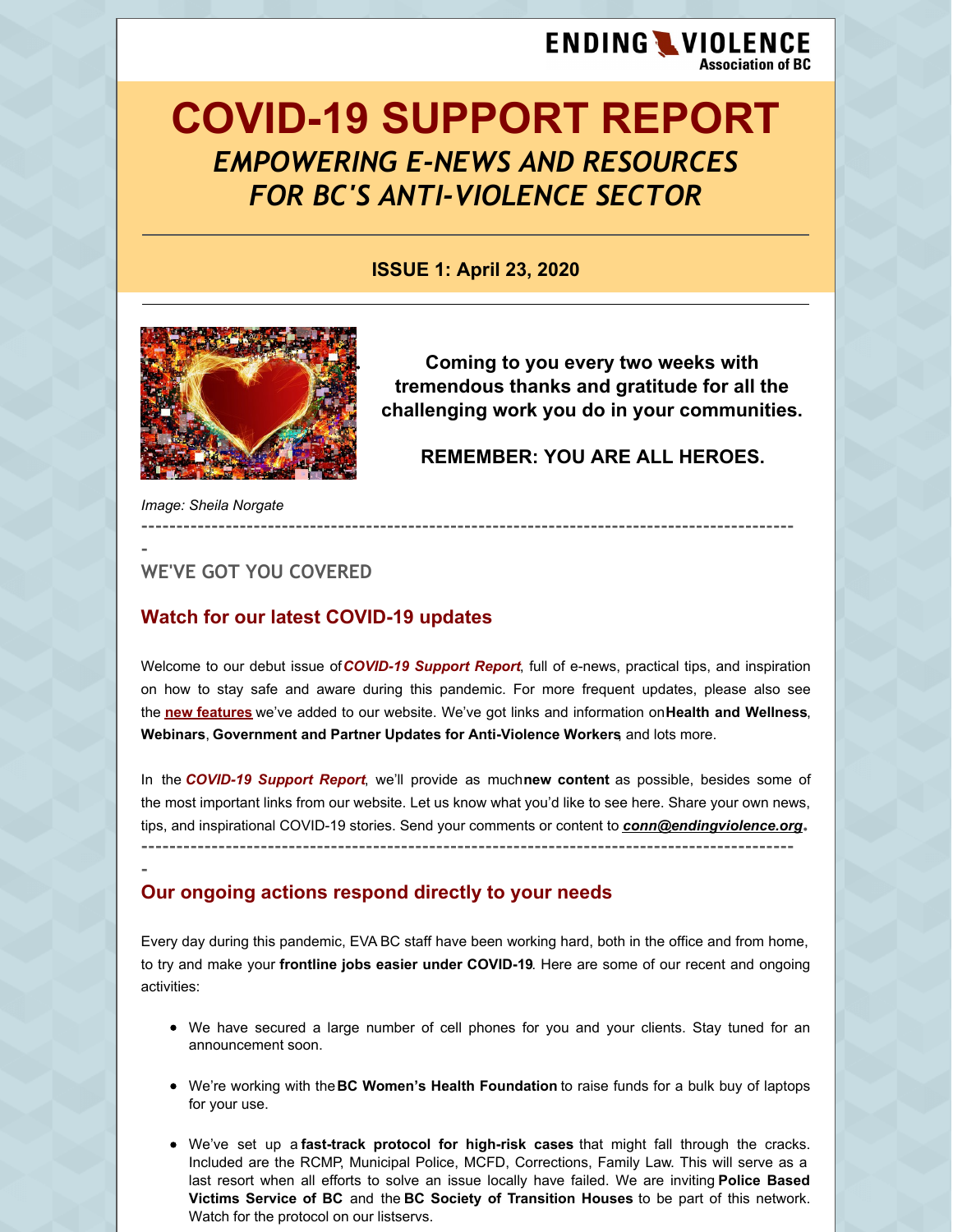ENDING VIOLENCE Association of BC

# COVID-19 SUPPORT REPORT

## *EMPOWERING E-NEWS AND RESOURCES FOR BC'S ANTI-VIOLENCE SECTOR*

**ISSUE 1: April 23, 2020**

**Coming to you every two weeks with tremendous thanks and gratitude for all the challenging work you do in your communities.**

**REMEMBER: YOU ARE ALL HEROES.**

*Image: Sheila Norgate*

---

WE'VE GOT YOU COVERED

### Watch for our latest COVID-19 updates

Welcome to our debut issue of ***COVID-19 Support Report***, full of e-news, practical tips, and inspiration on how to stay safe and aware during this pandemic. For more frequent updates, please also see the **new features** we've added to our website. We've got links and information on **Health and Wellness**, **Webinars**, **Government and Partner Updates for Anti-Violence Workers**, and lots more.

In the ***COVID-19 Support Report***, we'll provide as much **new content** as possible, besides some of the most important links from our website. Let us know what you'd like to see here. Share your own news, tips, and inspirational COVID-19 stories. Send your comments or content to ***conn@endingviolence.org***.

---

### Our ongoing actions respond directly to your needs

Every day during this pandemic, EVA BC staff have been working hard, both in the office and from home, to try and make your **frontline jobs easier under COVID-19**. Here are some of our recent and ongoing activities:

- We have secured a large number of cell phones for you and your clients. Stay tuned for an announcement soon.
- We're working with the **BC Women's Health Foundation** to raise funds for a bulk buy of laptops for your use.
- We've set up a **fast-track protocol for high-risk cases** that might fall through the cracks. Included are the RCMP, Municipal Police, MCFD, Corrections, Family Law. This will serve as a last resort when all efforts to solve an issue locally have failed. We are inviting **Police Based Victims Service of BC** and the **BC Society of Transition Houses** to be part of this network. Watch for the protocol on our listservs.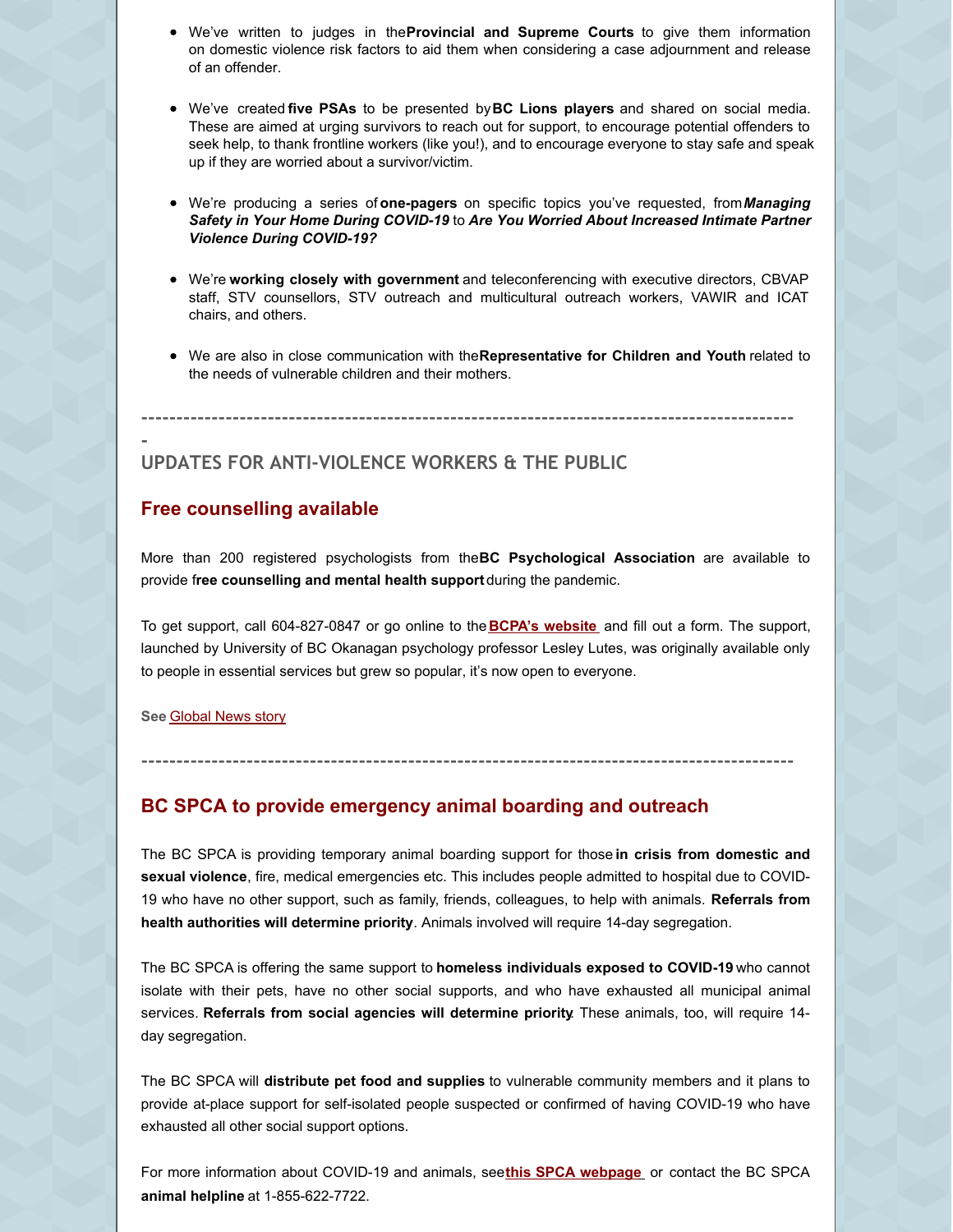- We've written to judges in the **Provincial and Supreme Courts** to give them information on domestic violence risk factors to aid them when considering a case adjournment and release of an offender.

- We've created **five PSAs** to be presented by **BC Lions players** and shared on social media. These are aimed at urging survivors to reach out for support, to encourage potential offenders to seek help, to thank frontline workers (like you!), and to encourage everyone to stay safe and speak up if they are worried about a survivor/victim.

- We're producing a series of **one-pagers** on specific topics you've requested, from ***Managing Safety in Your Home During COVID-19*** to ***Are You Worried About Increased Intimate Partner Violence During COVID-19?***

- We're **working closely with government** and teleconferencing with executive directors, CBVAP staff, STV counsellors, STV outreach and multicultural outreach workers, VAWIR and ICAT chairs, and others.

- We are also in close communication with the **Representative for Children and Youth** related to the needs of vulnerable children and their mothers.

---

## UPDATES FOR ANTI-VIOLENCE WORKERS & THE PUBLIC

### Free counselling available

More than 200 registered psychologists from the **BC Psychological Association** are available to provide f**ree counselling and mental health support** during the pandemic.

To get support, call 604-827-0847 or go online to the **BCPA's website** and fill out a form. The support, launched by University of BC Okanagan psychology professor Lesley Lutes, was originally available only to people in essential services but grew so popular, it's now open to everyone.

**See** Global News story

---

### BC SPCA to provide emergency animal boarding and outreach

The BC SPCA is providing temporary animal boarding support for those **in crisis from domestic and sexual violence**, fire, medical emergencies etc. This includes people admitted to hospital due to COVID-19 who have no other support, such as family, friends, colleagues, to help with animals. **Referrals from health authorities will determine priority**. Animals involved will require 14-day segregation.

The BC SPCA is offering the same support to **homeless individuals exposed to COVID-19** who cannot isolate with their pets, have no other social supports, and who have exhausted all municipal animal services. **Referrals from social agencies will determine priority**. These animals, too, will require 14-day segregation.

The BC SPCA will **distribute pet food and supplies** to vulnerable community members and it plans to provide at-place support for self-isolated people suspected or confirmed of having COVID-19 who have exhausted all other social support options.

For more information about COVID-19 and animals, see **this SPCA webpage** or contact the BC SPCA **animal helpline** at 1-855-622-7722.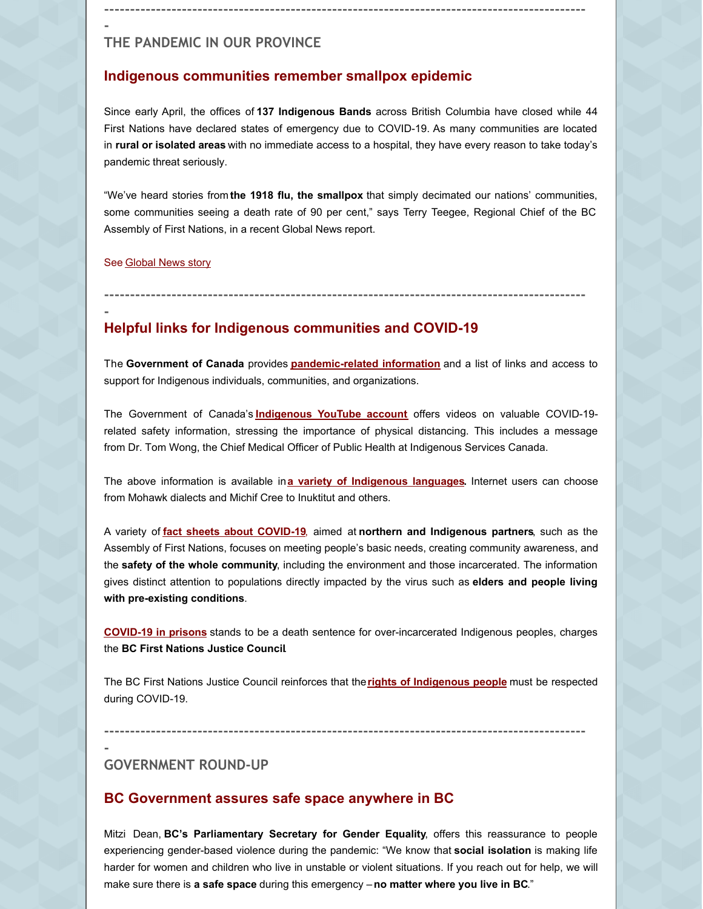---

## THE PANDEMIC IN OUR PROVINCE

### Indigenous communities remember smallpox epidemic

Since early April, the offices of **137 Indigenous Bands** across British Columbia have closed while 44 First Nations have declared states of emergency due to COVID-19. As many communities are located in **rural or isolated areas** with no immediate access to a hospital, they have every reason to take today's pandemic threat seriously.

"We've heard stories from **the 1918 flu, the smallpox** that simply decimated our nations' communities, some communities seeing a death rate of 90 per cent," says Terry Teegee, Regional Chief of the BC Assembly of First Nations, in a recent Global News report.

See Global News story

---

### Helpful links for Indigenous communities and COVID-19

The **Government of Canada** provides **pandemic-related information** and a list of links and access to support for Indigenous individuals, communities, and organizations.

The Government of Canada's **Indigenous YouTube account** offers videos on valuable COVID-19-related safety information, stressing the importance of physical distancing. This includes a message from Dr. Tom Wong, the Chief Medical Officer of Public Health at Indigenous Services Canada.

The above information is available in **a variety of Indigenous languages**. Internet users can choose from Mohawk dialects and Michif Cree to Inuktitut and others.

A variety of **fact sheets about COVID-19**, aimed at **northern and Indigenous partners**, such as the Assembly of First Nations, focuses on meeting people's basic needs, creating community awareness, and the **safety of the whole community**, including the environment and those incarcerated. The information gives distinct attention to populations directly impacted by the virus such as **elders and people living with pre-existing conditions**.

**COVID-19 in prisons** stands to be a death sentence for over-incarcerated Indigenous peoples, charges the **BC First Nations Justice Council**.

The BC First Nations Justice Council reinforces that the **rights of Indigenous people** must be respected during COVID-19.

---

## GOVERNMENT ROUND-UP

### BC Government assures safe space anywhere in BC

Mitzi Dean, **BC's Parliamentary Secretary for Gender Equality**, offers this reassurance to people experiencing gender-based violence during the pandemic: "We know that **social isolation** is making life harder for women and children who live in unstable or violent situations. If you reach out for help, we will make sure there is **a safe space** during this emergency – **no matter where you live in BC**."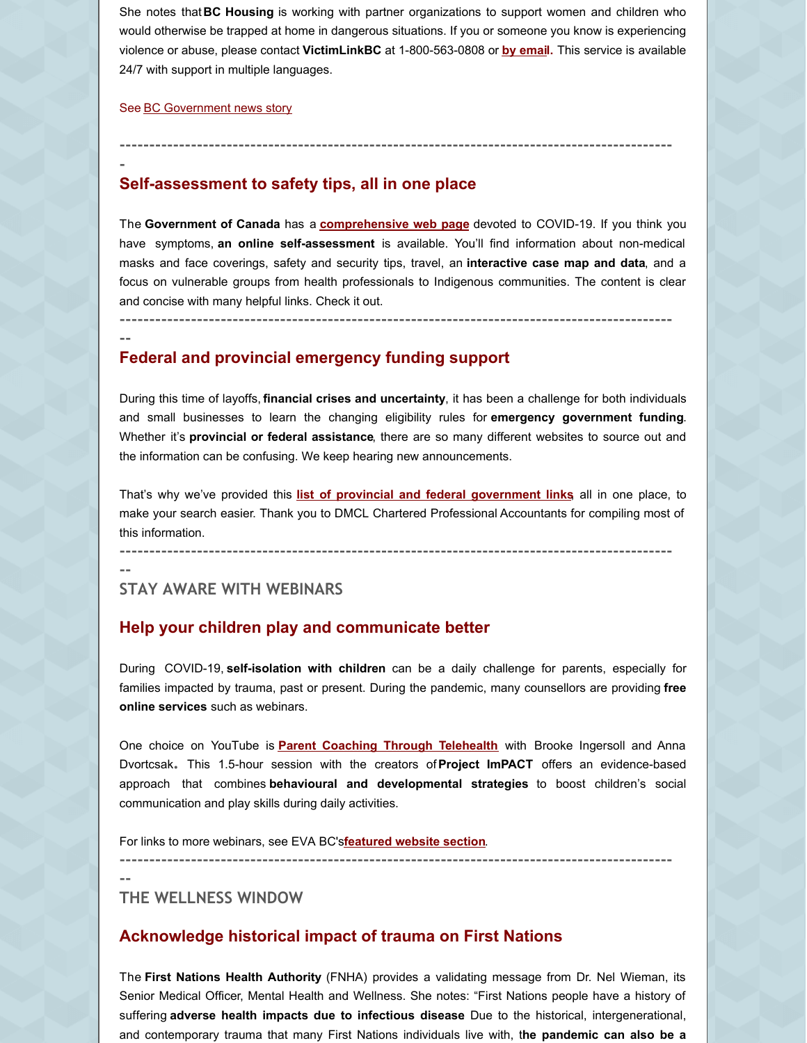She notes that **BC Housing** is working with partner organizations to support women and children who would otherwise be trapped at home in dangerous situations. If you or someone you know is experiencing violence or abuse, please contact **VictimLinkBC** at 1-800-563-0808 or **by email.** This service is available 24/7 with support in multiple languages.

See BC Government news story

---

## Self-assessment to safety tips, all in one place

The **Government of Canada** has a **comprehensive web page** devoted to COVID-19. If you think you have symptoms, **an online self-assessment** is available. You'll find information about non-medical masks and face coverings, safety and security tips, travel, an **interactive case map and data**, and a focus on vulnerable groups from health professionals to Indigenous communities. The content is clear and concise with many helpful links. Check it out.

---

## Federal and provincial emergency funding support

During this time of layoffs, **financial crises and uncertainty**, it has been a challenge for both individuals and small businesses to learn the changing eligibility rules for **emergency government funding**. Whether it's **provincial or federal assistance**, there are so many different websites to source out and the information can be confusing. We keep hearing new announcements.

That's why we've provided this **list of provincial and federal government links**, all in one place, to make your search easier. Thank you to DMCL Chartered Professional Accountants for compiling most of this information.

---

# STAY AWARE WITH WEBINARS

## Help your children play and communicate better

During COVID-19, **self-isolation with children** can be a daily challenge for parents, especially for families impacted by trauma, past or present. During the pandemic, many counsellors are providing **free online services** such as webinars.

One choice on YouTube is **Parent Coaching Through Telehealth** with Brooke Ingersoll and Anna Dvortcsak**.** This 1.5-hour session with the creators of **Project ImPACT** offers an evidence-based approach that combines **behavioural and developmental strategies** to boost children's social communication and play skills during daily activities.

For links to more webinars, see EVA BC's **featured website section**.

---

# THE WELLNESS WINDOW

## Acknowledge historical impact of trauma on First Nations

The **First Nations Health Authority** (FNHA) provides a validating message from Dr. Nel Wieman, its Senior Medical Officer, Mental Health and Wellness. She notes: "First Nations people have a history of suffering **adverse health impacts due to infectious disease** Due to the historical, intergenerational, and contemporary trauma that many First Nations individuals live with, t**he pandemic can also be a**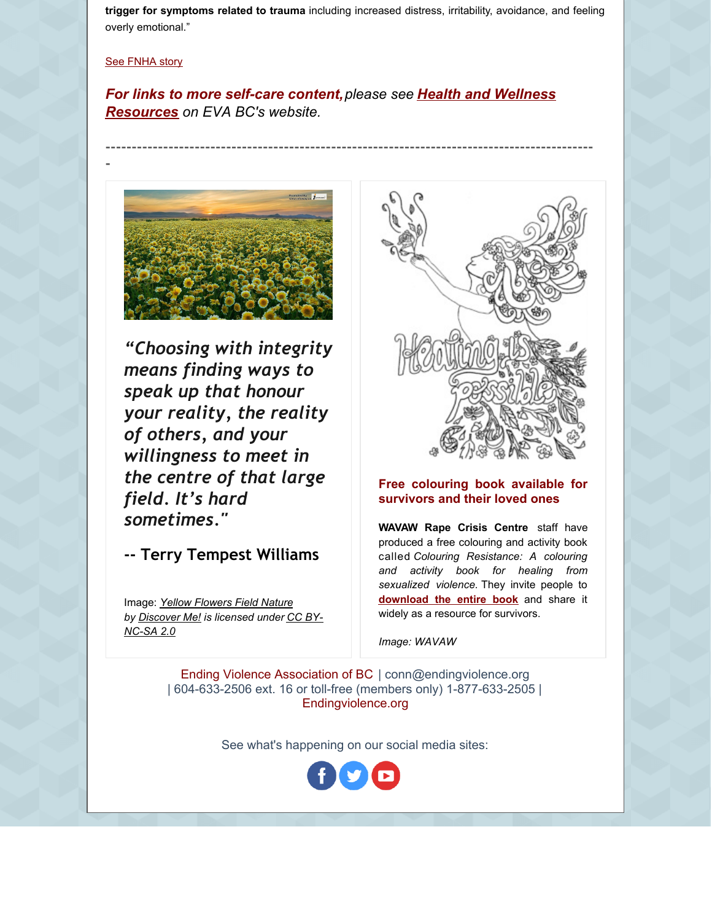**trigger for symptoms related to trauma** including increased distress, irritability, avoidance, and feeling overly emotional."

See FNHA story

***For links to more self-care content,*** *please see* ***Health and Wellness Resources*** *on EVA BC's website.*

---

*"Choosing with integrity means finding ways to speak up that honour your reality, the reality of others, and your willingness to meet in the centre of that large field. It's hard sometimes."*

**-- Terry Tempest Williams**

Image: *Yellow Flowers Field Nature by Discover Me! is licensed under CC BY-NC-SA 2.0*

**Free colouring book available for survivors and their loved ones**

**WAVAW Rape Crisis Centre** staff have produced a free colouring and activity book called *Colouring Resistance: A colouring and activity book for healing from sexualized violence.* They invite people to **download the entire book** and share it widely as a resource for survivors.

*Image: WAVAW*

Ending Violence Association of BC | conn@endingviolence.org | 604-633-2506 ext. 16 or toll-free (members only) 1-877-633-2505 | Endingviolence.org

See what's happening on our social media sites: